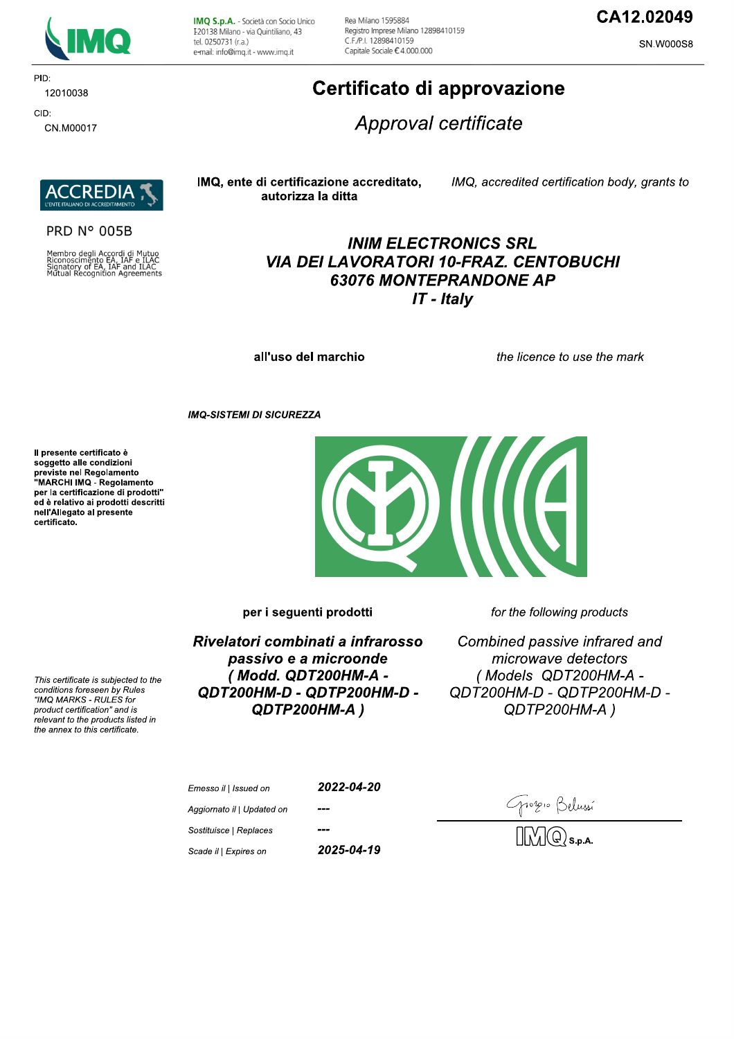IMQ S.p.A. - Società con Socio Unico
I-20138 Milano - via Quintiliano, 43
tel. 0250731 (r.a.)
e-mail: info@imq.it - www.imq.it

Rea Milano 1595884
Registro Imprese Milano 12898410159
C.F./P.I. 12898410159
Capitale Sociale € 4.000.000

**CA12.02049**

SN.W000S8

PID:
12010038

CID:
CN.M00017

# Certificato di approvazione

## *Approval certificate*

ACCREDIA
L'ENTE ITALIANO DI ACCREDITAMENTO

PRD N° 005B

Membro degli Accordi di Mutuo Riconoscimento EA, IAF e ILAC
Signatory of EA, IAF and ILAC Mutual Recognition Agreements

**IMQ, ente di certificazione accreditato, autorizza la ditta**

*IMQ, accredited certification body, grants to*

***INIM ELECTRONICS SRL***
***VIA DEI LAVORATORI 10-FRAZ. CENTOBUCHI***
***63076 MONTEPRANDONE AP***
***IT - Italy***

**all'uso del marchio**

*the licence to use the mark*

***IMQ-SISTEMI DI SICUREZZA***

**Il presente certificato è soggetto alle condizioni previste nel Regolamento "MARCHI IMQ - Regolamento per la certificazione di prodotti" ed è relativo ai prodotti descritti nell'Allegato al presente certificato.**

*This certificate is subjected to the conditions foreseen by Rules "IMQ MARKS - RULES for product certification" and is relevant to the products listed in the annex to this certificate.*

**per i seguenti prodotti**

*for the following products*

***Rivelatori combinati a infrarosso passivo e a microonde ( Modd. QDT200HM-A - QDT200HM-D - QDTP200HM-D - QDTP200HM-A )***

*Combined passive infrared and microwave detectors ( Models QDT200HM-A - QDT200HM-D - QDTP200HM-D - QDTP200HM-A )*

| | |
|---|---|
| *Emesso il \| Issued on* | ***2022-04-20*** |
| *Aggiornato il \| Updated on* | **---** |
| *Sostituisce \| Replaces* | **---** |
| *Scade il \| Expires on* | ***2025-04-19*** |

Giorgio Belussi

IMQ S.p.A.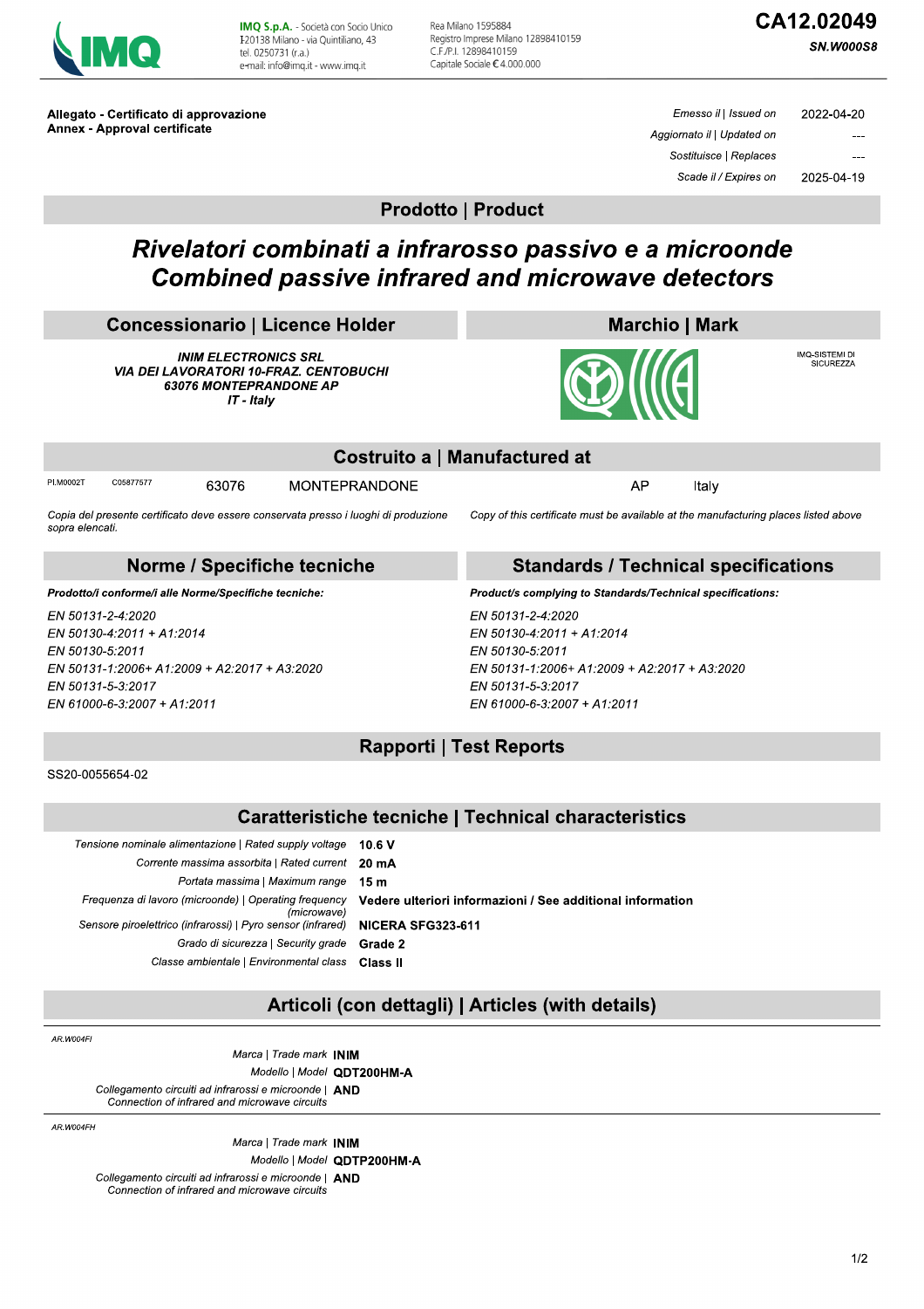IMQ S.p.A. - Società con Socio Unico
I-20138 Milano - via Quintiliano, 43
tel. 0250731 (r.a.)
e-mail: info@imq.it - www.imq.it

Rea Milano 1595884
Registro Imprese Milano 12898410159
C.F./P.I. 12898410159
Capitale Sociale € 4.000.000

**CA12.02049**

***SN.W000S8***

**Allegato - Certificato di approvazione**
**Annex - Approval certificate**

| | |
|---|---|
| *Emesso il \| Issued on* | 2022-04-20 |
| *Aggiornato il \| Updated on* | --- |
| *Sostituisce \| Replaces* | --- |
| *Scade il / Expires on* | 2025-04-19 |

## Prodotto | Product

# *Rivelatori combinati a infrarosso passivo e a microonde*
# *Combined passive infrared and microwave detectors*

## Concessionario | Licence Holder

***INIM ELECTRONICS SRL***
***VIA DEI LAVORATORI 10-FRAZ. CENTOBUCHI***
***63076 MONTEPRANDONE AP***
***IT - Italy***

## Marchio | Mark

IMQ-SISTEMI DI SICUREZZA

## Costruito a | Manufactured at

| | | | | | |
|---|---|---|---|---|---|
| PI.M0002T | C05877577 | 63076 | MONTEPRANDONE | AP | Italy |

*Copia del presente certificato deve essere conservata presso i luoghi di produzione sopra elencati.*

*Copy of this certificate must be available at the manufacturing places listed above*

## Norme / Specifiche tecniche

***Prodotto/i conforme/i alle Norme/Specifiche tecniche:***

*EN 50131-2-4:2020*
*EN 50130-4:2011 + A1:2014*
*EN 50130-5:2011*
*EN 50131-1:2006+ A1:2009 + A2:2017 + A3:2020*
*EN 50131-5-3:2017*
*EN 61000-6-3:2007 + A1:2011*

## Standards / Technical specifications

***Product/s complying to Standards/Technical specifications:***

*EN 50131-2-4:2020*
*EN 50130-4:2011 + A1:2014*
*EN 50130-5:2011*
*EN 50131-1:2006+ A1:2009 + A2:2017 + A3:2020*
*EN 50131-5-3:2017*
*EN 61000-6-3:2007 + A1:2011*

## Rapporti | Test Reports

SS20-0055654-02

## Caratteristiche tecniche | Technical characteristics

| | |
|---|---|
| *Tensione nominale alimentazione \| Rated supply voltage* | **10.6 V** |
| *Corrente massima assorbita \| Rated current* | **20 mA** |
| *Portata massima \| Maximum range* | **15 m** |
| *Frequenza di lavoro (microonde) \| Operating frequency (microwave)* | **Vedere ulteriori informazioni / See additional information** |
| *Sensore piroelettrico (infrarossi) \| Pyro sensor (infrared)* | **NICERA SFG323-611** |
| *Grado di sicurezza \| Security grade* | **Grade 2** |
| *Classe ambientale \| Environmental class* | **Class II** |

## Articoli (con dettagli) | Articles (with details)

*AR.W004FI*

| | |
|---|---|
| *Marca \| Trade mark* | **INIM** |
| *Modello \| Model* | **QDT200HM-A** |
| *Collegamento circuiti ad infrarossi e microonde \| Connection of infrared and microwave circuits* | **AND** |

*AR.W004FH*

| | |
|---|---|
| *Marca \| Trade mark* | **INIM** |
| *Modello \| Model* | **QDTP200HM-A** |
| *Collegamento circuiti ad infrarossi e microonde \| Connection of infrared and microwave circuits* | **AND** |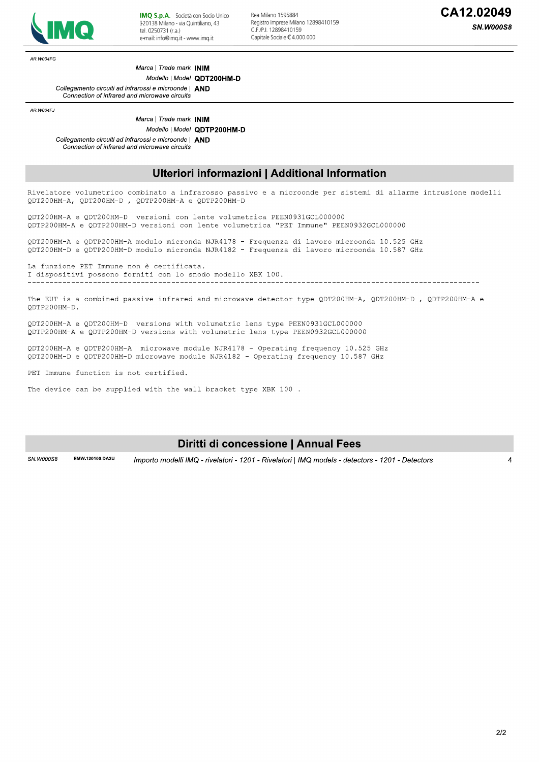AR.W004FG

*Marca | Trade mark* **INIM**

*Modello | Model* **QDT200HM-D**

*Collegamento circuiti ad infrarossi e microonde | Connection of infrared and microwave circuits* **AND**

AR.W004FJ

*Marca | Trade mark* **INIM**

*Modello | Model* **QDTP200HM-D**

*Collegamento circuiti ad infrarossi e microonde | Connection of infrared and microwave circuits* **AND**

## Ulteriori informazioni | Additional Information

Rivelatore volumetrico combinato a infrarosso passivo e a microonde per sistemi di allarme intrusione modelli QDT200HM-A, QDT200HM-D , QDTP200HM-A e QDTP200HM-D

QDT200HM-A e QDT200HM-D versioni con lente volumetrica PEEN0931GCL000000
QDTP200HM-A e QDTP200HM-D versioni con lente volumetrica "PET Immune" PEEN0932GCL000000

QDT200HM-A e QDTP200HM-A modulo micronda NJR4178 - Frequenza di lavoro microonda 10.525 GHz
QDT200HM-D e QDTP200HM-D modulo micronda NJR4182 - Frequenza di lavoro microonda 10.587 GHz

La funzione PET Immune non è certificata.
I dispositivi possono forniti con lo snodo modello XBK 100.

---

The EUT is a combined passive infrared and microwave detector type QDT200HM-A, QDT200HM-D , QDTP200HM-A e QDTP200HM-D.

QDT200HM-A e QDT200HM-D versions with volumetric lens type PEEN0931GCL000000
QDTP200HM-A e QDTP200HM-D versions with volumetric lens type PEEN0932GCL000000

QDT200HM-A e QDTP200HM-A microwave module NJR4178 - Operating frequency 10.525 GHz
QDT200HM-D e QDTP200HM-D microwave module NJR4182 - Operating frequency 10.587 GHz

PET Immune function is not certified.

The device can be supplied with the wall bracket type XBK 100 .

## Diritti di concessione | Annual Fees

| | | | |
|---|---|---|---|
| SN.W000S8 | EMW.120100.DA2U | *Importo modelli IMQ - rivelatori - 1201 - Rivelatori \| IMQ models - detectors - 1201 - Detectors* | 4 |